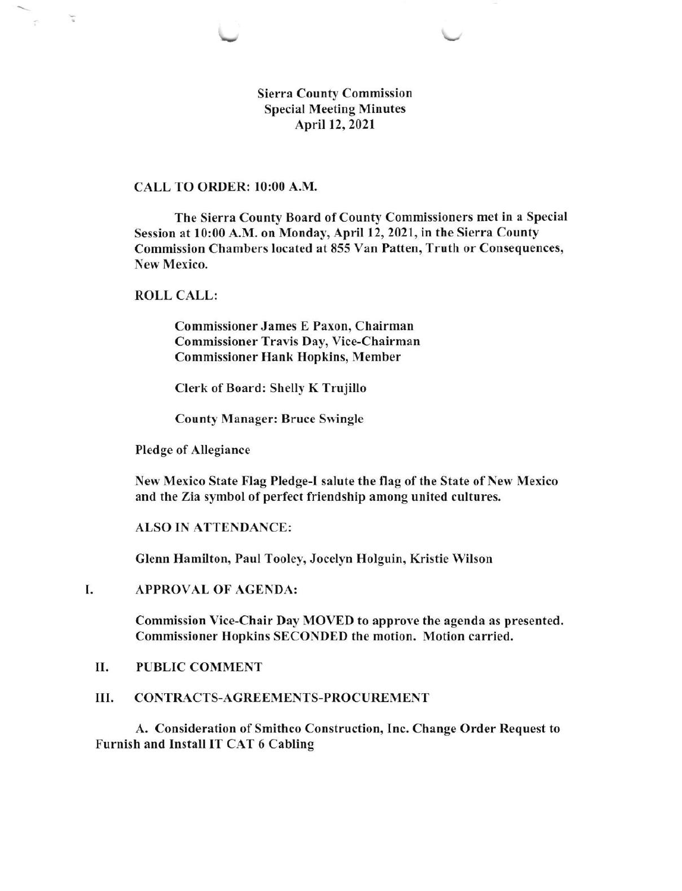# Sierra County Commission
## Special Meeting Minutes
### April 12, 2021

**CALL TO ORDER: 10:00 A.M.**

The Sierra County Board of County Commissioners met in a Special Session at 10:00 A.M. on Monday, April 12, 2021, in the Sierra County Commission Chambers located at 855 Van Patten, Truth or Consequences, New Mexico.

**ROLL CALL:**

Commissioner James E Paxon, Chairman
Commissioner Travis Day, Vice-Chairman
Commissioner Hank Hopkins, Member

Clerk of Board: Shelly K Trujillo

County Manager: Bruce Swingle

Pledge of Allegiance

New Mexico State Flag Pledge-I salute the flag of the State of New Mexico and the Zia symbol of perfect friendship among united cultures.

**ALSO IN ATTENDANCE:**

Glenn Hamilton, Paul Tooley, Jocelyn Holguin, Kristie Wilson

## I. APPROVAL OF AGENDA:

Commission Vice-Chair Day MOVED to approve the agenda as presented. Commissioner Hopkins SECONDED the motion. Motion carried.

## II. PUBLIC COMMENT

## III. CONTRACTS-AGREEMENTS-PROCUREMENT

A. Consideration of Smithco Construction, Inc. Change Order Request to Furnish and Install IT CAT 6 Cabling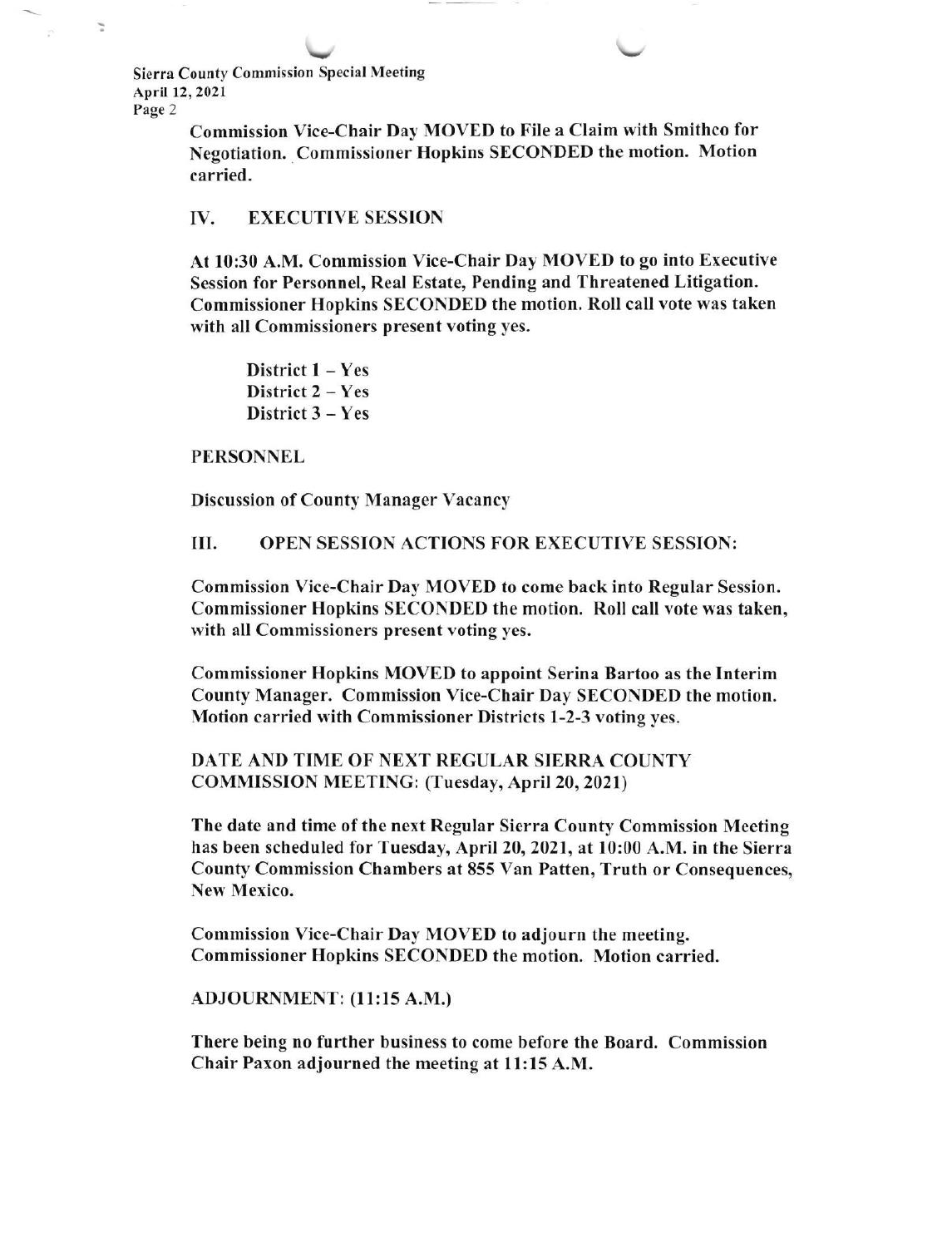Commission Vice-Chair Day MOVED to File a Claim with Smithco for Negotiation. Commissioner Hopkins SECONDED the motion. Motion carried.

## IV. EXECUTIVE SESSION

At 10:30 A.M. Commission Vice-Chair Day MOVED to go into Executive Session for Personnel, Real Estate, Pending and Threatened Litigation. Commissioner Hopkins SECONDED the motion. Roll call vote was taken with all Commissioners present voting yes.

District 1 – Yes
District 2 – Yes
District 3 – Yes

PERSONNEL

Discussion of County Manager Vacancy

## III. OPEN SESSION ACTIONS FOR EXECUTIVE SESSION:

Commission Vice-Chair Day MOVED to come back into Regular Session. Commissioner Hopkins SECONDED the motion. Roll call vote was taken, with all Commissioners present voting yes.

Commissioner Hopkins MOVED to appoint Serina Bartoo as the Interim County Manager. Commission Vice-Chair Day SECONDED the motion. Motion carried with Commissioner Districts 1-2-3 voting yes.

DATE AND TIME OF NEXT REGULAR SIERRA COUNTY COMMISSION MEETING: (Tuesday, April 20, 2021)

The date and time of the next Regular Sierra County Commission Meeting has been scheduled for Tuesday, April 20, 2021, at 10:00 A.M. in the Sierra County Commission Chambers at 855 Van Patten, Truth or Consequences, New Mexico.

Commission Vice-Chair Day MOVED to adjourn the meeting. Commissioner Hopkins SECONDED the motion. Motion carried.

ADJOURNMENT: (11:15 A.M.)

There being no further business to come before the Board. Commission Chair Paxon adjourned the meeting at 11:15 A.M.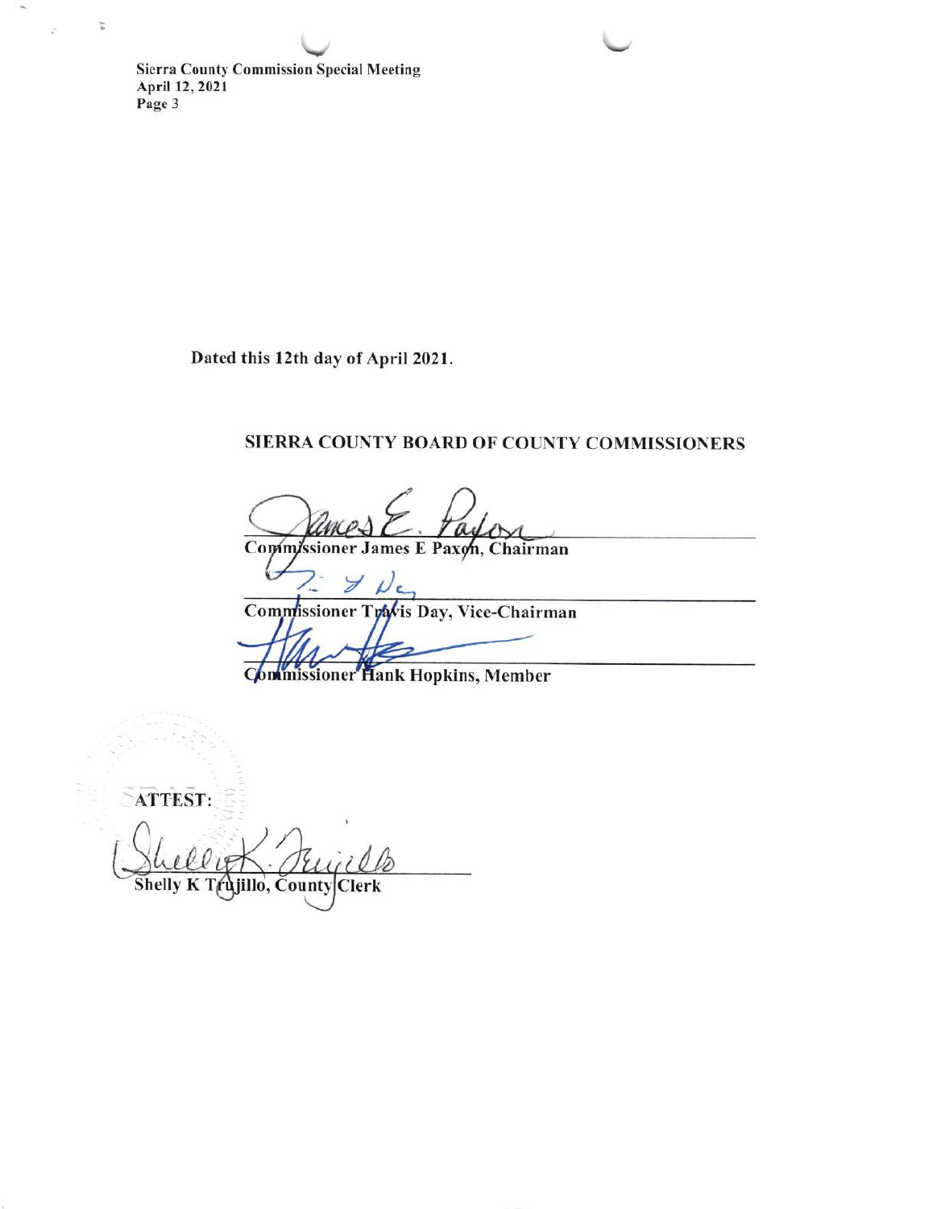Dated this 12th day of April 2021.

**SIERRA COUNTY BOARD OF COUNTY COMMISSIONERS**

Commissioner James E Paxon, Chairman

Commissioner Travis Day, Vice-Chairman

Commissioner Hank Hopkins, Member

ATTEST:

Shelly K Trujillo, County Clerk